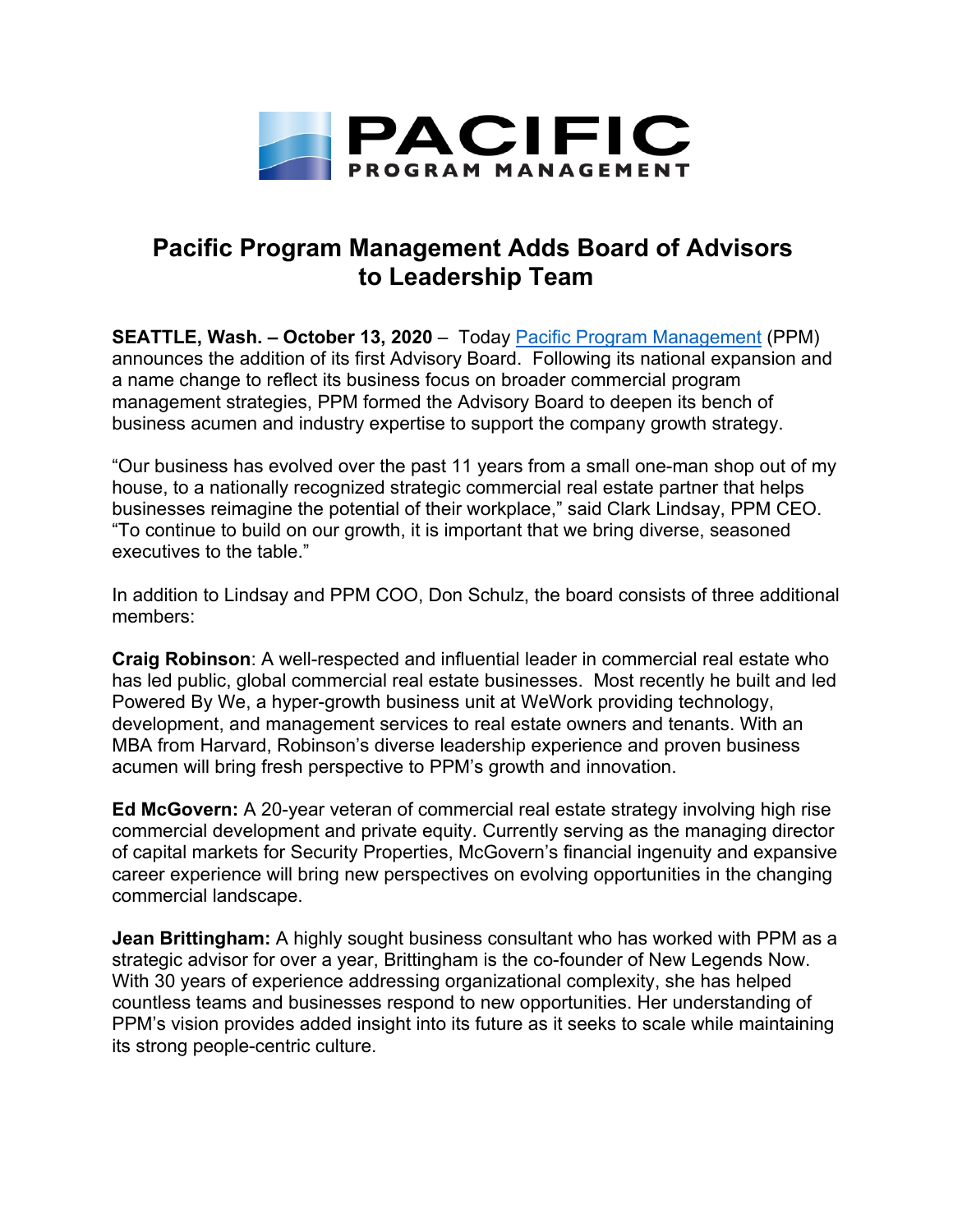# Pacific Program Management Adds Board of Advisors to Leadership Team

**SEATTLE, Wash. – October 13, 2020** – Today [Pacific Program Management](#) (PPM) announces the addition of its first Advisory Board. Following its national expansion and a name change to reflect its business focus on broader commercial program management strategies, PPM formed the Advisory Board to deepen its bench of business acumen and industry expertise to support the company growth strategy.

"Our business has evolved over the past 11 years from a small one-man shop out of my house, to a nationally recognized strategic commercial real estate partner that helps businesses reimagine the potential of their workplace," said Clark Lindsay, PPM CEO. "To continue to build on our growth, it is important that we bring diverse, seasoned executives to the table."

In addition to Lindsay and PPM COO, Don Schulz, the board consists of three additional members:

**Craig Robinson**: A well-respected and influential leader in commercial real estate who has led public, global commercial real estate businesses. Most recently he built and led Powered By We, a hyper-growth business unit at WeWork providing technology, development, and management services to real estate owners and tenants. With an MBA from Harvard, Robinson's diverse leadership experience and proven business acumen will bring fresh perspective to PPM's growth and innovation.

**Ed McGovern:** A 20-year veteran of commercial real estate strategy involving high rise commercial development and private equity. Currently serving as the managing director of capital markets for Security Properties, McGovern's financial ingenuity and expansive career experience will bring new perspectives on evolving opportunities in the changing commercial landscape.

**Jean Brittingham:** A highly sought business consultant who has worked with PPM as a strategic advisor for over a year, Brittingham is the co-founder of New Legends Now. With 30 years of experience addressing organizational complexity, she has helped countless teams and businesses respond to new opportunities. Her understanding of PPM's vision provides added insight into its future as it seeks to scale while maintaining its strong people-centric culture.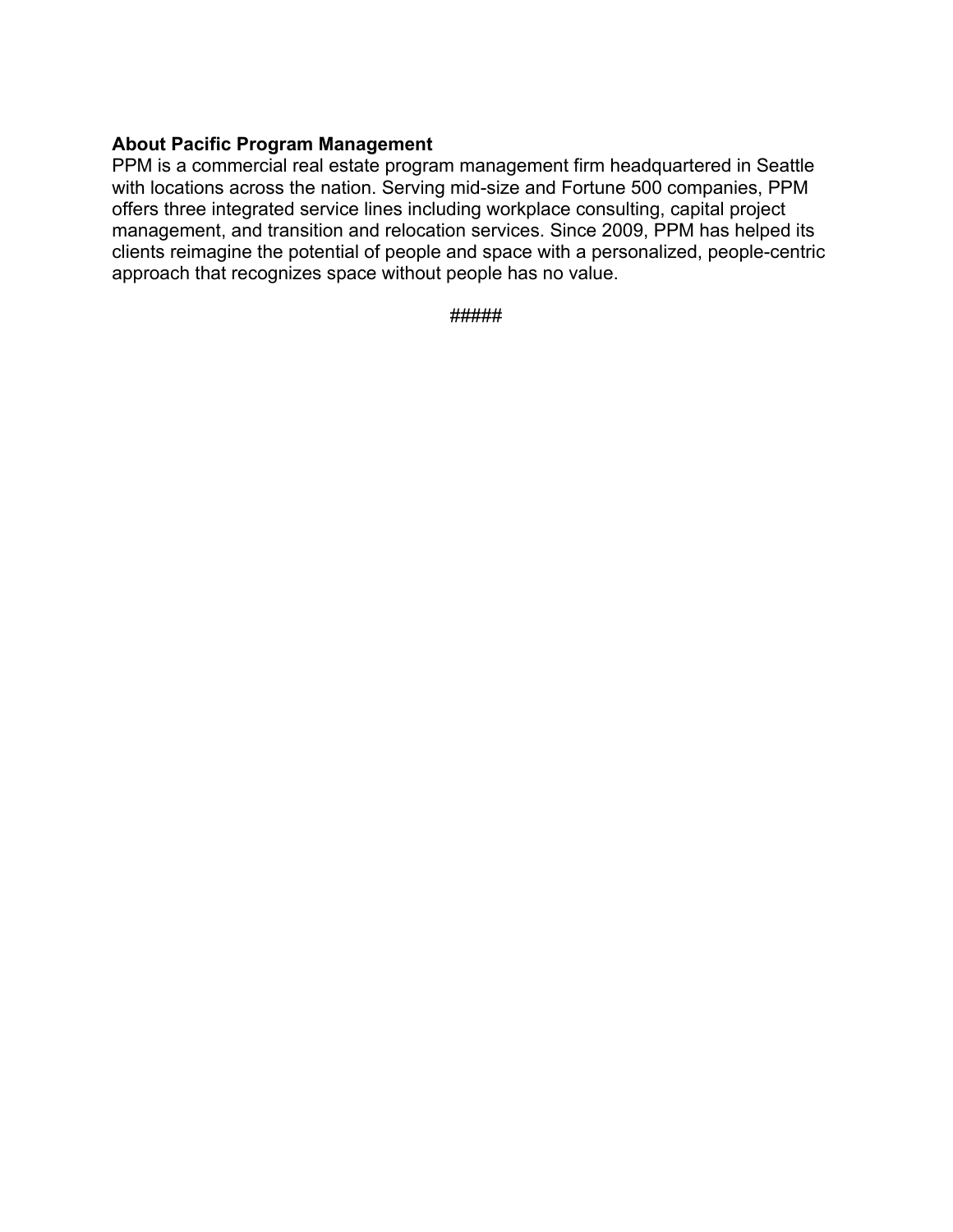**About Pacific Program Management**
PPM is a commercial real estate program management firm headquartered in Seattle with locations across the nation. Serving mid-size and Fortune 500 companies, PPM offers three integrated service lines including workplace consulting, capital project management, and transition and relocation services. Since 2009, PPM has helped its clients reimagine the potential of people and space with a personalized, people-centric approach that recognizes space without people has no value.

#####